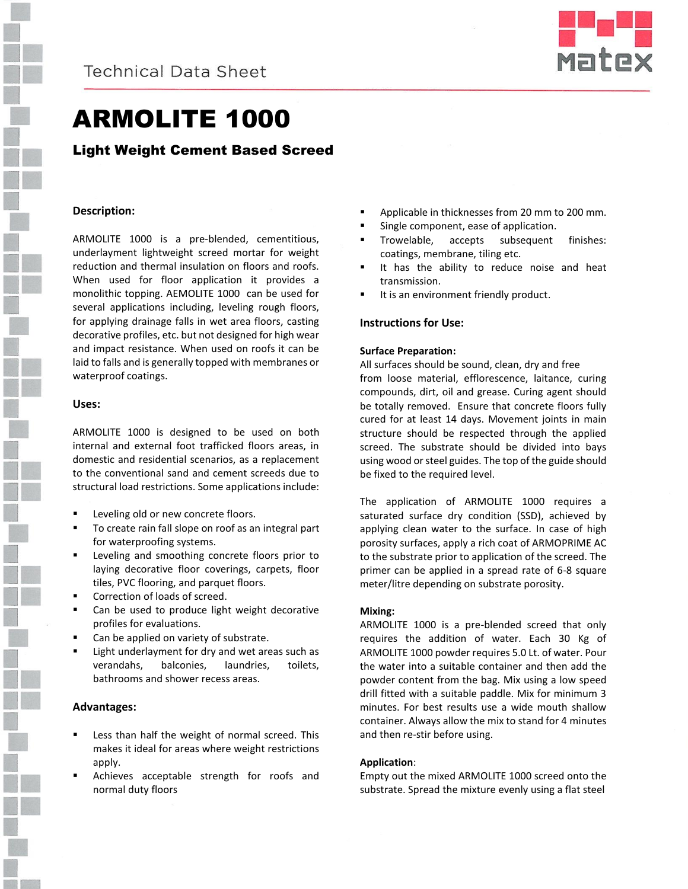Technical Data Sheet

# ARMOLITE 1000

## Light Weight Cement Based Screed

### Description:

ARMOLITE 1000 is a pre-blended, cementitious, underlayment lightweight screed mortar for weight reduction and thermal insulation on floors and roofs. When used for floor application it provides a monolithic topping. AEMOLITE 1000 can be used for several applications including, leveling rough floors, for applying drainage falls in wet area floors, casting decorative profiles, etc. but not designed for high wear and impact resistance. When used on roofs it can be laid to falls and is generally topped with membranes or waterproof coatings.

### Uses:

ARMOLITE 1000 is designed to be used on both internal and external foot trafficked floors areas, in domestic and residential scenarios, as a replacement to the conventional sand and cement screeds due to structural load restrictions. Some applications include:

- Leveling old or new concrete floors.
- To create rain fall slope on roof as an integral part for waterproofing systems.
- Leveling and smoothing concrete floors prior to laying decorative floor coverings, carpets, floor tiles, PVC flooring, and parquet floors.
- Correction of loads of screed.
- Can be used to produce light weight decorative profiles for evaluations.
- Can be applied on variety of substrate.
- Light underlayment for dry and wet areas such as verandahs, balconies, laundries, toilets, bathrooms and shower recess areas.

### Advantages:

- Less than half the weight of normal screed. This makes it ideal for areas where weight restrictions apply.
- Achieves acceptable strength for roofs and normal duty floors
- Applicable in thicknesses from 20 mm to 200 mm.
- Single component, ease of application.
- Trowelable, accepts subsequent finishes: coatings, membrane, tiling etc.
- It has the ability to reduce noise and heat transmission.
- It is an environment friendly product.

### Instructions for Use:

**Surface Preparation:**
All surfaces should be sound, clean, dry and free from loose material, efflorescence, laitance, curing compounds, dirt, oil and grease. Curing agent should be totally removed. Ensure that concrete floors fully cured for at least 14 days. Movement joints in main structure should be respected through the applied screed. The substrate should be divided into bays using wood or steel guides. The top of the guide should be fixed to the required level.

The application of ARMOLITE 1000 requires a saturated surface dry condition (SSD), achieved by applying clean water to the surface. In case of high porosity surfaces, apply a rich coat of ARMOPRIME AC to the substrate prior to application of the screed. The primer can be applied in a spread rate of 6-8 square meter/litre depending on substrate porosity.

**Mixing:**
ARMOLITE 1000 is a pre-blended screed that only requires the addition of water. Each 30 Kg of ARMOLITE 1000 powder requires 5.0 Lt. of water. Pour the water into a suitable container and then add the powder content from the bag. Mix using a low speed drill fitted with a suitable paddle. Mix for minimum 3 minutes. For best results use a wide mouth shallow container. Always allow the mix to stand for 4 minutes and then re-stir before using.

**Application**:
Empty out the mixed ARMOLITE 1000 screed onto the substrate. Spread the mixture evenly using a flat steel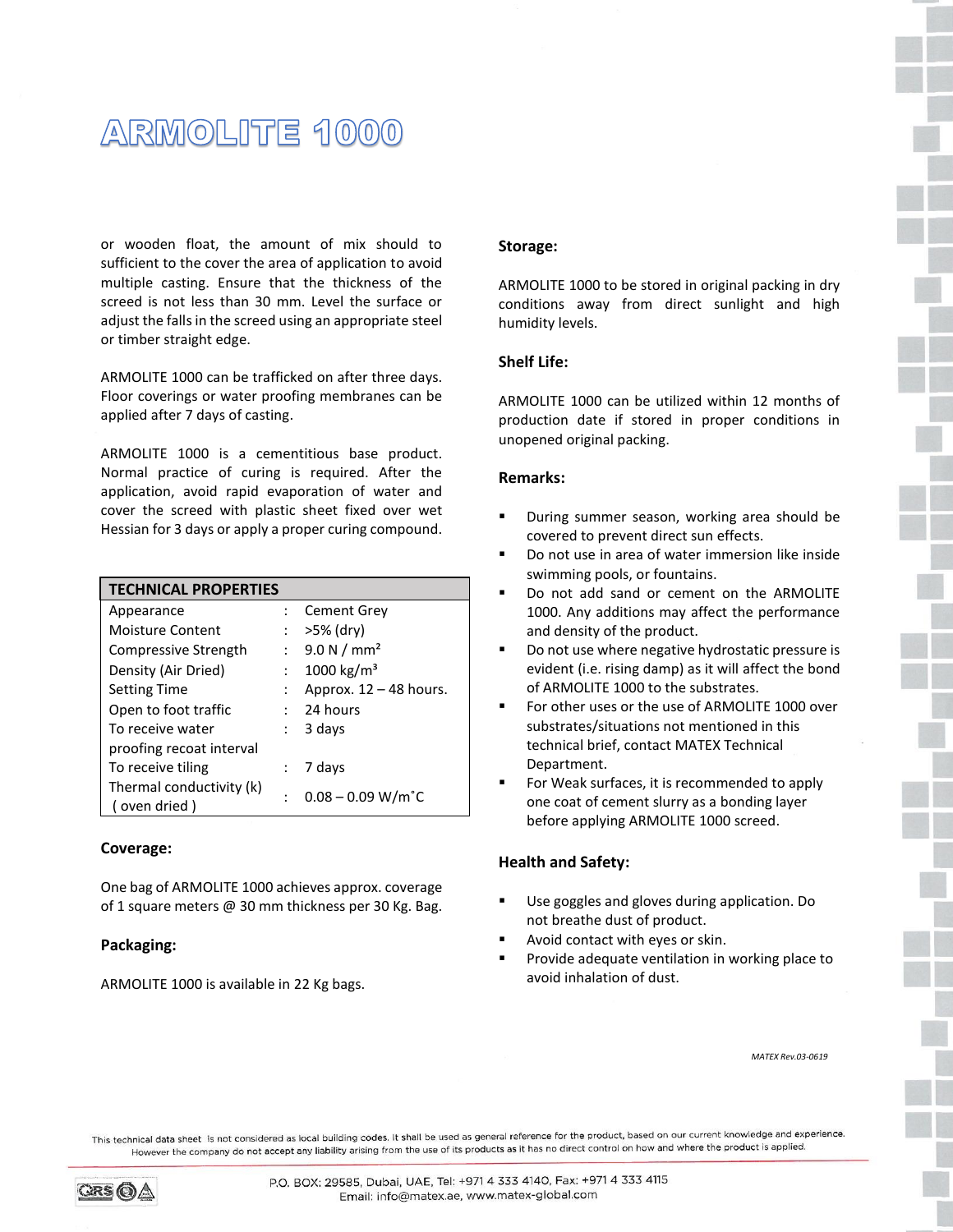# ARMOLITE 1000

or wooden float, the amount of mix should to sufficient to the cover the area of application to avoid multiple casting. Ensure that the thickness of the screed is not less than 30 mm. Level the surface or adjust the falls in the screed using an appropriate steel or timber straight edge.

ARMOLITE 1000 can be trafficked on after three days. Floor coverings or water proofing membranes can be applied after 7 days of casting.

ARMOLITE 1000 is a cementitious base product. Normal practice of curing is required. After the application, avoid rapid evaporation of water and cover the screed with plastic sheet fixed over wet Hessian for 3 days or apply a proper curing compound.

| TECHNICAL PROPERTIES | | |
|---|---|---|
| Appearance | : | Cement Grey |
| Moisture Content | : | >5% (dry) |
| Compressive Strength | : | 9.0 N / mm² |
| Density (Air Dried) | : | 1000 kg/m³ |
| Setting Time | : | Approx. 12 – 48 hours. |
| Open to foot traffic | : | 24 hours |
| To receive water proofing recoat interval | : | 3 days |
| To receive tiling | : | 7 days |
| Thermal conductivity (k) ( oven dried ) | : | 0.08 – 0.09 W/m˚C |

**Coverage:**

One bag of ARMOLITE 1000 achieves approx. coverage of 1 square meters @ 30 mm thickness per 30 Kg. Bag.

**Packaging:**

ARMOLITE 1000 is available in 22 Kg bags.

**Storage:**

ARMOLITE 1000 to be stored in original packing in dry conditions away from direct sunlight and high humidity levels.

**Shelf Life:**

ARMOLITE 1000 can be utilized within 12 months of production date if stored in proper conditions in unopened original packing.

**Remarks:**

- During summer season, working area should be covered to prevent direct sun effects.
- Do not use in area of water immersion like inside swimming pools, or fountains.
- Do not add sand or cement on the ARMOLITE 1000. Any additions may affect the performance and density of the product.
- Do not use where negative hydrostatic pressure is evident (i.e. rising damp) as it will affect the bond of ARMOLITE 1000 to the substrates.
- For other uses or the use of ARMOLITE 1000 over substrates/situations not mentioned in this technical brief, contact MATEX Technical Department.
- For Weak surfaces, it is recommended to apply one coat of cement slurry as a bonding layer before applying ARMOLITE 1000 screed.

**Health and Safety:**

- Use goggles and gloves during application. Do not breathe dust of product.
- Avoid contact with eyes or skin.
- Provide adequate ventilation in working place to avoid inhalation of dust.

*MATEX Rev.03-0619*

This technical data sheet is not considered as local building codes. It shall be used as general reference for the product, based on our current knowledge and experience. However the company do not accept any liability arising from the use of its products as it has no direct control on how and where the product is applied.

P.O. BOX: 29585, Dubai, UAE, Tel: +971 4 333 4140, Fax: +971 4 333 4115
Email: info@matex.ae, www.matex-global.com